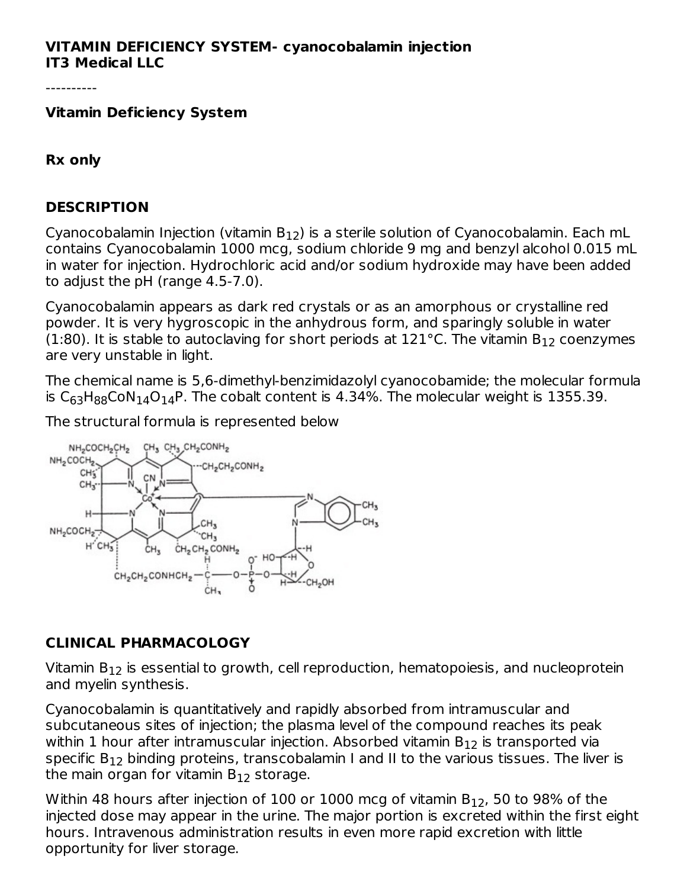**VITAMIN DEFICIENCY SYSTEM- cyanocobalamin injection**
**IT3 Medical LLC**

----------

**Vitamin Deficiency System**

**Rx only**

## DESCRIPTION

Cyanocobalamin Injection (vitamin $B_{12}$) is a sterile solution of Cyanocobalamin. Each mL contains Cyanocobalamin 1000 mcg, sodium chloride 9 mg and benzyl alcohol 0.015 mL in water for injection. Hydrochloric acid and/or sodium hydroxide may have been added to adjust the pH (range 4.5-7.0).

Cyanocobalamin appears as dark red crystals or as an amorphous or crystalline red powder. It is very hygroscopic in the anhydrous form, and sparingly soluble in water (1:80). It is stable to autoclaving for short periods at 121°C. The vitamin $B_{12}$ coenzymes are very unstable in light.

The chemical name is 5,6-dimethyl-benzimidazolyl cyanocobamide; the molecular formula is $C_{63}H_{88}CoN_{14}O_{14}P$. The cobalt content is 4.34%. The molecular weight is 1355.39.

The structural formula is represented below

## CLINICAL PHARMACOLOGY

Vitamin $B_{12}$ is essential to growth, cell reproduction, hematopoiesis, and nucleoprotein and myelin synthesis.

Cyanocobalamin is quantitatively and rapidly absorbed from intramuscular and subcutaneous sites of injection; the plasma level of the compound reaches its peak within 1 hour after intramuscular injection. Absorbed vitamin $B_{12}$ is transported via specific $B_{12}$ binding proteins, transcobalamin I and II to the various tissues. The liver is the main organ for vitamin $B_{12}$ storage.

Within 48 hours after injection of 100 or 1000 mcg of vitamin $B_{12}$, 50 to 98% of the injected dose may appear in the urine. The major portion is excreted within the first eight hours. Intravenous administration results in even more rapid excretion with little opportunity for liver storage.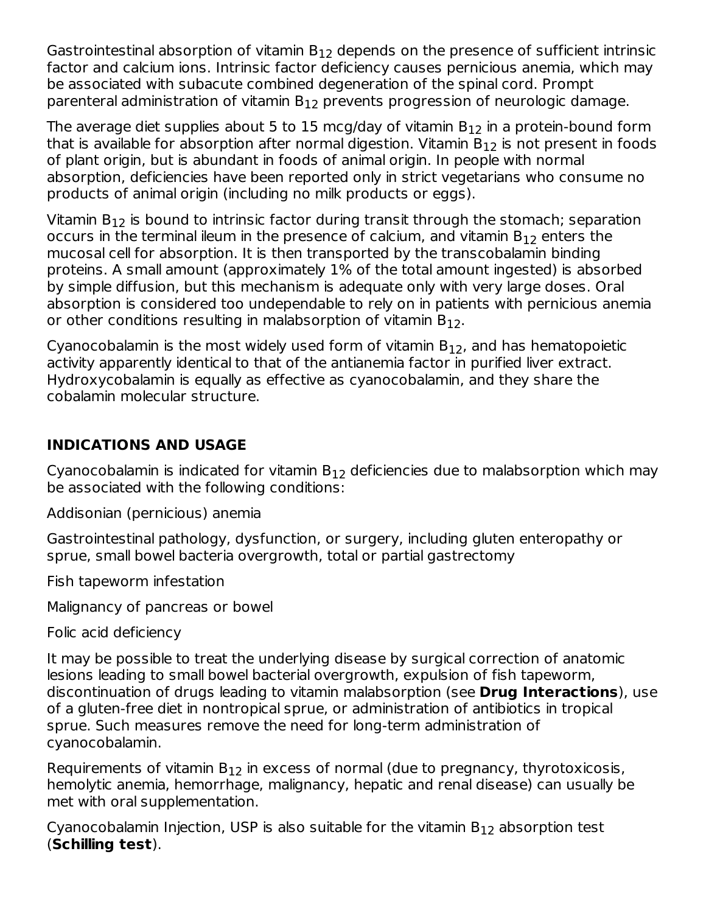Gastrointestinal absorption of vitamin $B_{12}$ depends on the presence of sufficient intrinsic factor and calcium ions. Intrinsic factor deficiency causes pernicious anemia, which may be associated with subacute combined degeneration of the spinal cord. Prompt parenteral administration of vitamin $B_{12}$ prevents progression of neurologic damage.

The average diet supplies about 5 to 15 mcg/day of vitamin $B_{12}$ in a protein-bound form that is available for absorption after normal digestion. Vitamin $B_{12}$ is not present in foods of plant origin, but is abundant in foods of animal origin. In people with normal absorption, deficiencies have been reported only in strict vegetarians who consume no products of animal origin (including no milk products or eggs).

Vitamin $B_{12}$ is bound to intrinsic factor during transit through the stomach; separation occurs in the terminal ileum in the presence of calcium, and vitamin $B_{12}$ enters the mucosal cell for absorption. It is then transported by the transcobalamin binding proteins. A small amount (approximately 1% of the total amount ingested) is absorbed by simple diffusion, but this mechanism is adequate only with very large doses. Oral absorption is considered too undependable to rely on in patients with pernicious anemia or other conditions resulting in malabsorption of vitamin $B_{12}$.

Cyanocobalamin is the most widely used form of vitamin $B_{12}$, and has hematopoietic activity apparently identical to that of the antianemia factor in purified liver extract. Hydroxycobalamin is equally as effective as cyanocobalamin, and they share the cobalamin molecular structure.

## INDICATIONS AND USAGE

Cyanocobalamin is indicated for vitamin $B_{12}$ deficiencies due to malabsorption which may be associated with the following conditions:

Addisonian (pernicious) anemia

Gastrointestinal pathology, dysfunction, or surgery, including gluten enteropathy or sprue, small bowel bacteria overgrowth, total or partial gastrectomy

Fish tapeworm infestation

Malignancy of pancreas or bowel

Folic acid deficiency

It may be possible to treat the underlying disease by surgical correction of anatomic lesions leading to small bowel bacterial overgrowth, expulsion of fish tapeworm, discontinuation of drugs leading to vitamin malabsorption (see **Drug Interactions**), use of a gluten-free diet in nontropical sprue, or administration of antibiotics in tropical sprue. Such measures remove the need for long-term administration of cyanocobalamin.

Requirements of vitamin $B_{12}$ in excess of normal (due to pregnancy, thyrotoxicosis, hemolytic anemia, hemorrhage, malignancy, hepatic and renal disease) can usually be met with oral supplementation.

Cyanocobalamin Injection, USP is also suitable for the vitamin $B_{12}$ absorption test (**Schilling test**).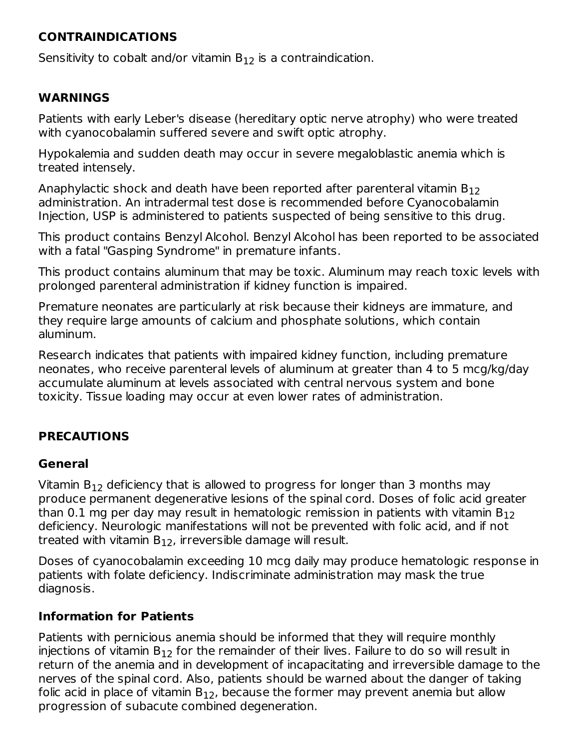## CONTRAINDICATIONS

Sensitivity to cobalt and/or vitamin $B_{12}$ is a contraindication.

## WARNINGS

Patients with early Leber's disease (hereditary optic nerve atrophy) who were treated with cyanocobalamin suffered severe and swift optic atrophy.

Hypokalemia and sudden death may occur in severe megaloblastic anemia which is treated intensely.

Anaphylactic shock and death have been reported after parenteral vitamin $B_{12}$ administration. An intradermal test dose is recommended before Cyanocobalamin Injection, USP is administered to patients suspected of being sensitive to this drug.

This product contains Benzyl Alcohol. Benzyl Alcohol has been reported to be associated with a fatal "Gasping Syndrome" in premature infants.

This product contains aluminum that may be toxic. Aluminum may reach toxic levels with prolonged parenteral administration if kidney function is impaired.

Premature neonates are particularly at risk because their kidneys are immature, and they require large amounts of calcium and phosphate solutions, which contain aluminum.

Research indicates that patients with impaired kidney function, including premature neonates, who receive parenteral levels of aluminum at greater than 4 to 5 mcg/kg/day accumulate aluminum at levels associated with central nervous system and bone toxicity. Tissue loading may occur at even lower rates of administration.

## PRECAUTIONS

### General

Vitamin $B_{12}$ deficiency that is allowed to progress for longer than 3 months may produce permanent degenerative lesions of the spinal cord. Doses of folic acid greater than 0.1 mg per day may result in hematologic remission in patients with vitamin $B_{12}$ deficiency. Neurologic manifestations will not be prevented with folic acid, and if not treated with vitamin $B_{12}$, irreversible damage will result.

Doses of cyanocobalamin exceeding 10 mcg daily may produce hematologic response in patients with folate deficiency. Indiscriminate administration may mask the true diagnosis.

### Information for Patients

Patients with pernicious anemia should be informed that they will require monthly injections of vitamin $B_{12}$ for the remainder of their lives. Failure to do so will result in return of the anemia and in development of incapacitating and irreversible damage to the nerves of the spinal cord. Also, patients should be warned about the danger of taking folic acid in place of vitamin $B_{12}$, because the former may prevent anemia but allow progression of subacute combined degeneration.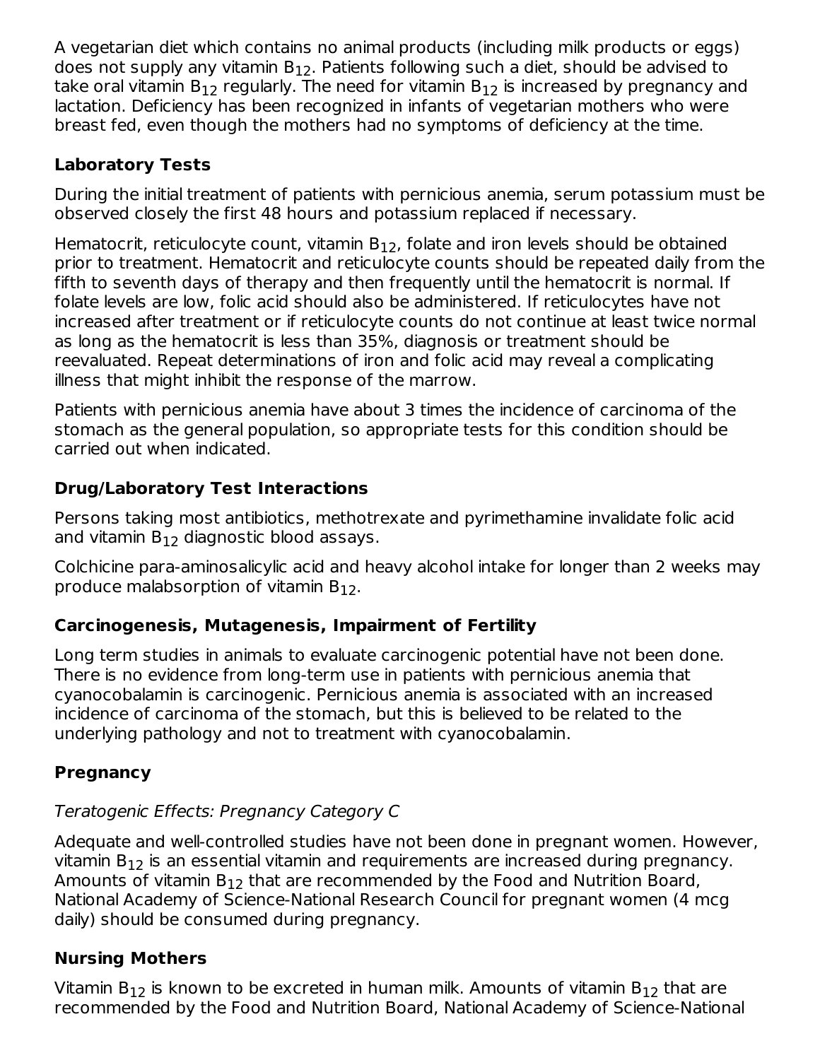A vegetarian diet which contains no animal products (including milk products or eggs) does not supply any vitamin $B_{12}$. Patients following such a diet, should be advised to take oral vitamin $B_{12}$ regularly. The need for vitamin $B_{12}$ is increased by pregnancy and lactation. Deficiency has been recognized in infants of vegetarian mothers who were breast fed, even though the mothers had no symptoms of deficiency at the time.

## Laboratory Tests

During the initial treatment of patients with pernicious anemia, serum potassium must be observed closely the first 48 hours and potassium replaced if necessary.

Hematocrit, reticulocyte count, vitamin $B_{12}$, folate and iron levels should be obtained prior to treatment. Hematocrit and reticulocyte counts should be repeated daily from the fifth to seventh days of therapy and then frequently until the hematocrit is normal. If folate levels are low, folic acid should also be administered. If reticulocytes have not increased after treatment or if reticulocyte counts do not continue at least twice normal as long as the hematocrit is less than 35%, diagnosis or treatment should be reevaluated. Repeat determinations of iron and folic acid may reveal a complicating illness that might inhibit the response of the marrow.

Patients with pernicious anemia have about 3 times the incidence of carcinoma of the stomach as the general population, so appropriate tests for this condition should be carried out when indicated.

## Drug/Laboratory Test Interactions

Persons taking most antibiotics, methotrexate and pyrimethamine invalidate folic acid and vitamin $B_{12}$ diagnostic blood assays.

Colchicine para-aminosalicylic acid and heavy alcohol intake for longer than 2 weeks may produce malabsorption of vitamin $B_{12}$.

## Carcinogenesis, Mutagenesis, Impairment of Fertility

Long term studies in animals to evaluate carcinogenic potential have not been done. There is no evidence from long-term use in patients with pernicious anemia that cyanocobalamin is carcinogenic. Pernicious anemia is associated with an increased incidence of carcinoma of the stomach, but this is believed to be related to the underlying pathology and not to treatment with cyanocobalamin.

## Pregnancy

*Teratogenic Effects: Pregnancy Category C*

Adequate and well-controlled studies have not been done in pregnant women. However, vitamin $B_{12}$ is an essential vitamin and requirements are increased during pregnancy. Amounts of vitamin $B_{12}$ that are recommended by the Food and Nutrition Board, National Academy of Science-National Research Council for pregnant women (4 mcg daily) should be consumed during pregnancy.

## Nursing Mothers

Vitamin $B_{12}$ is known to be excreted in human milk. Amounts of vitamin $B_{12}$ that are recommended by the Food and Nutrition Board, National Academy of Science-National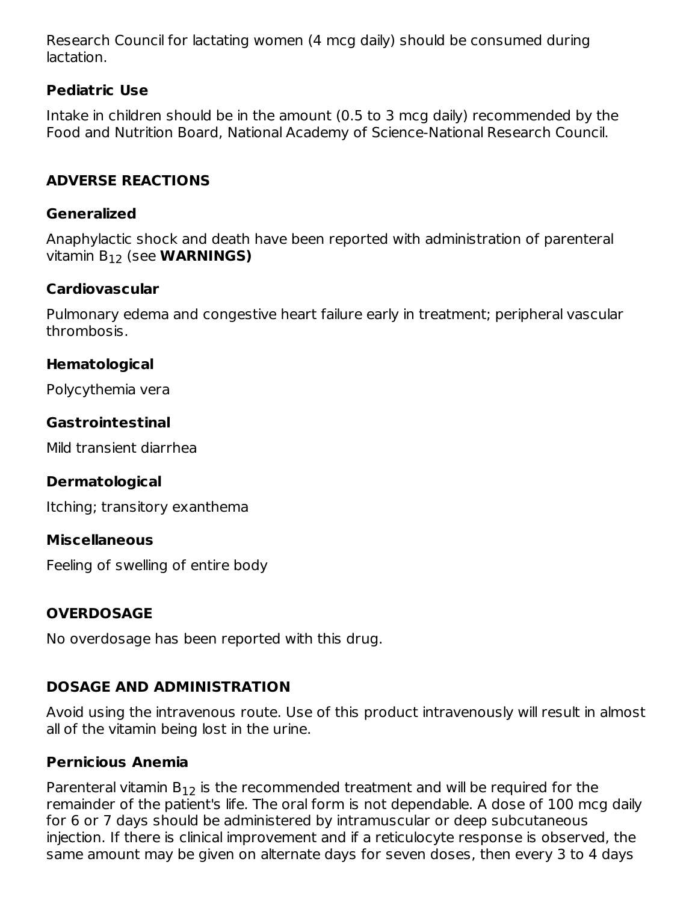Research Council for lactating women (4 mcg daily) should be consumed during lactation.

### Pediatric Use

Intake in children should be in the amount (0.5 to 3 mcg daily) recommended by the Food and Nutrition Board, National Academy of Science-National Research Council.

## ADVERSE REACTIONS

### Generalized

Anaphylactic shock and death have been reported with administration of parenteral vitamin $B_{12}$ (see **WARNINGS)**

### Cardiovascular

Pulmonary edema and congestive heart failure early in treatment; peripheral vascular thrombosis.

### Hematological

Polycythemia vera

### Gastrointestinal

Mild transient diarrhea

### Dermatological

Itching; transitory exanthema

### Miscellaneous

Feeling of swelling of entire body

## OVERDOSAGE

No overdosage has been reported with this drug.

## DOSAGE AND ADMINISTRATION

Avoid using the intravenous route. Use of this product intravenously will result in almost all of the vitamin being lost in the urine.

### Pernicious Anemia

Parenteral vitamin $B_{12}$ is the recommended treatment and will be required for the remainder of the patient's life. The oral form is not dependable. A dose of 100 mcg daily for 6 or 7 days should be administered by intramuscular or deep subcutaneous injection. If there is clinical improvement and if a reticulocyte response is observed, the same amount may be given on alternate days for seven doses, then every 3 to 4 days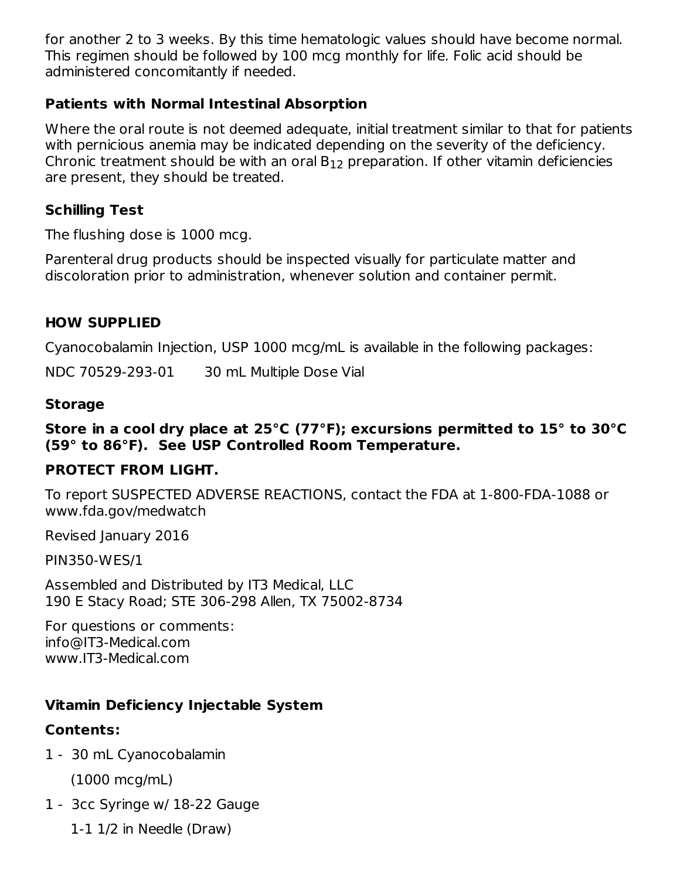for another 2 to 3 weeks. By this time hematologic values should have become normal. This regimen should be followed by 100 mcg monthly for life. Folic acid should be administered concomitantly if needed.

**Patients with Normal Intestinal Absorption**

Where the oral route is not deemed adequate, initial treatment similar to that for patients with pernicious anemia may be indicated depending on the severity of the deficiency. Chronic treatment should be with an oral $B_{12}$ preparation. If other vitamin deficiencies are present, they should be treated.

**Schilling Test**

The flushing dose is 1000 mcg.

Parenteral drug products should be inspected visually for particulate matter and discoloration prior to administration, whenever solution and container permit.

## HOW SUPPLIED

Cyanocobalamin Injection, USP 1000 mcg/mL is available in the following packages:

NDC 70529-293-01 30 mL Multiple Dose Vial

**Storage**

**Store in a cool dry place at 25°C (77°F); excursions permitted to 15° to 30°C (59° to 86°F). See USP Controlled Room Temperature.**

**PROTECT FROM LIGHT.**

To report SUSPECTED ADVERSE REACTIONS, contact the FDA at 1-800-FDA-1088 or www.fda.gov/medwatch

Revised January 2016

PIN350-WES/1

Assembled and Distributed by IT3 Medical, LLC
190 E Stacy Road; STE 306-298 Allen, TX 75002-8734

For questions or comments:
info@IT3-Medical.com
www.IT3-Medical.com

**Vitamin Deficiency Injectable System**

**Contents:**

1 - 30 mL Cyanocobalamin
(1000 mcg/mL)

1 - 3cc Syringe w/ 18-22 Gauge
1-1 1/2 in Needle (Draw)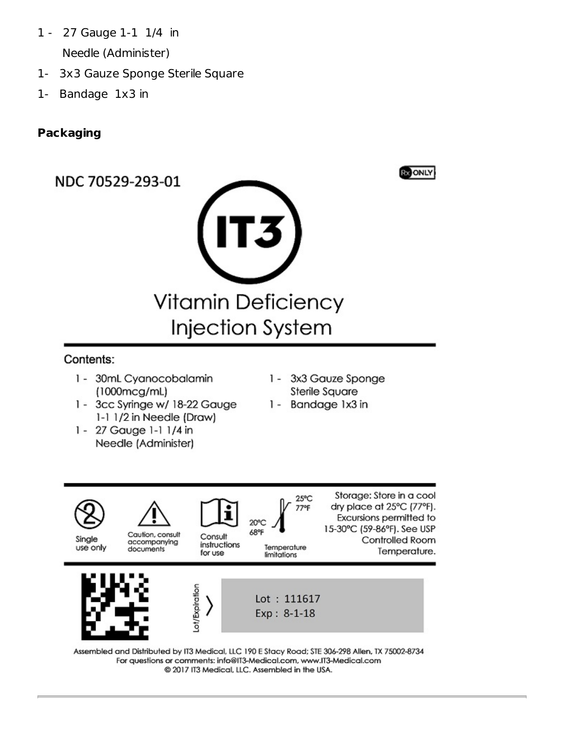1 - 27 Gauge 1-1 1/4 in Needle (Administer)

1- 3x3 Gauze Sponge Sterile Square

1- Bandage 1x3 in

**Packaging**

NDC 70529-293-01

Rx ONLY

IT3

Vitamin Deficiency Injection System

Contents:

1 - 30mL Cyanocobalamin (1000mcg/mL)

1 - 3cc Syringe w/ 18-22 Gauge 1-1 1/2 in Needle (Draw)

1 - 27 Gauge 1-1 1/4 in Needle (Administer)

1 - 3x3 Gauze Sponge Sterile Square

1 - Bandage 1x3 in

Single use only

Caution, consult accompanying documents

Consult instructions for use

Temperature limitations: 20°C 68°F – 25°C 77°F

Storage: Store in a cool dry place at 25°C (77°F). Excursions permitted to 15-30°C (59-86°F). See USP Controlled Room Temperature.

Lot/Expiration

Lot : 111617

Exp : 8-1-18

Assembled and Distributed by IT3 Medical, LLC 190 E Stacy Road; STE 306-298 Allen, TX 75002-8734

For questions or comments: info@IT3-Medical.com, www.IT3-Medical.com

© 2017 IT3 Medical, LLC. Assembled in the USA.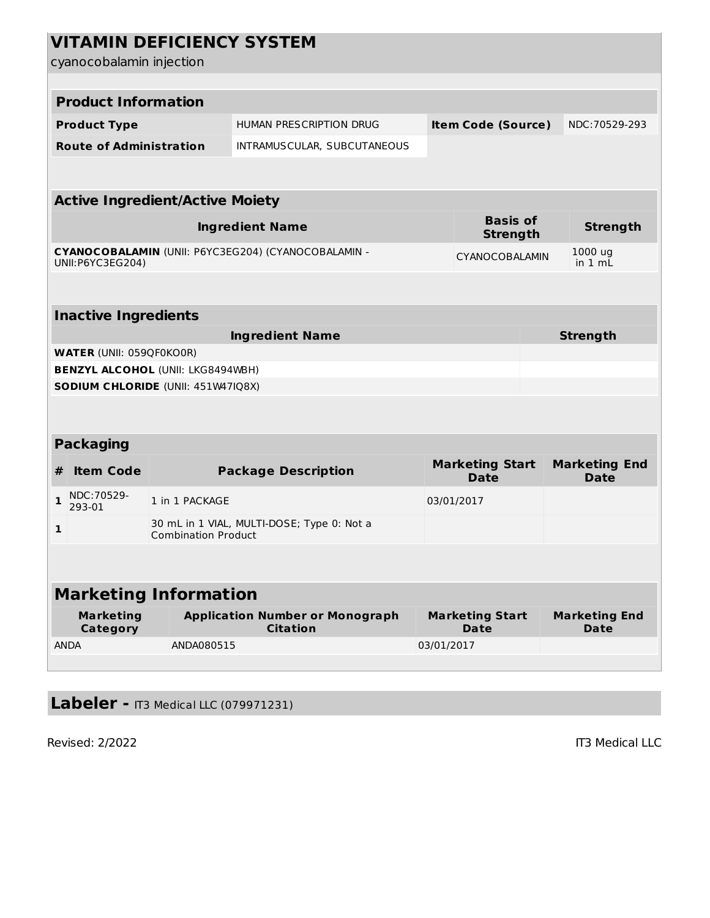# VITAMIN DEFICIENCY SYSTEM

cyanocobalamin injection

## Product Information

| | | | |
|---|---|---|---|
| **Product Type** | HUMAN PRESCRIPTION DRUG | **Item Code (Source)** | NDC:70529-293 |
| **Route of Administration** | INTRAMUSCULAR, SUBCUTANEOUS | | |

## Active Ingredient/Active Moiety

| Ingredient Name | Basis of Strength | Strength |
|---|---|---|
| **CYANOCOBALAMIN** (UNII: P6YC3EG204) (CYANOCOBALAMIN - UNII:P6YC3EG204) | CYANOCOBALAMIN | 1000 ug in 1 mL |

## Inactive Ingredients

| Ingredient Name | Strength |
|---|---|
| **WATER** (UNII: 059QF0KO0R) | |
| **BENZYL ALCOHOL** (UNII: LKG8494WBH) | |
| **SODIUM CHLORIDE** (UNII: 451W47IQ8X) | |

## Packaging

| # | Item Code | Package Description | Marketing Start Date | Marketing End Date |
|---|---|---|---|---|
| 1 | NDC:70529-293-01 | 1 in 1 PACKAGE | 03/01/2017 | |
| 1 | | 30 mL in 1 VIAL, MULTI-DOSE; Type 0: Not a Combination Product | | |

## Marketing Information

| Marketing Category | Application Number or Monograph Citation | Marketing Start Date | Marketing End Date |
|---|---|---|---|
| ANDA | ANDA080515 | 03/01/2017 | |

## Labeler - IT3 Medical LLC (079971231)

Revised: 2/2022

IT3 Medical LLC